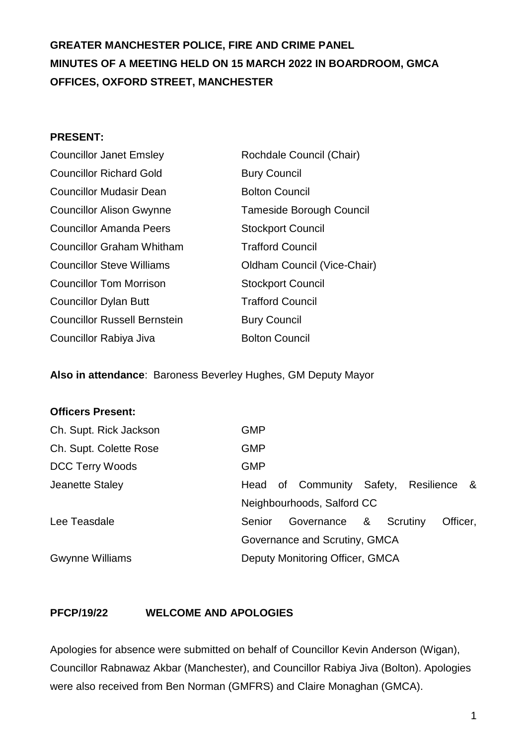**GREATER MANCHESTER POLICE, FIRE AND CRIME PANEL**
**MINUTES OF A MEETING HELD ON 15 MARCH 2022 IN BOARDROOM, GMCA OFFICES, OXFORD STREET, MANCHESTER**

**PRESENT:**

| | |
|---|---|
| Councillor Janet Emsley | Rochdale Council (Chair) |
| Councillor Richard Gold | Bury Council |
| Councillor Mudasir Dean | Bolton Council |
| Councillor Alison Gwynne | Tameside Borough Council |
| Councillor Amanda Peers | Stockport Council |
| Councillor Graham Whitham | Trafford Council |
| Councillor Steve Williams | Oldham Council (Vice-Chair) |
| Councillor Tom Morrison | Stockport Council |
| Councillor Dylan Butt | Trafford Council |
| Councillor Russell Bernstein | Bury Council |
| Councillor Rabiya Jiva | Bolton Council |

**Also in attendance**: Baroness Beverley Hughes, GM Deputy Mayor

**Officers Present:**

| | |
|---|---|
| Ch. Supt. Rick Jackson | GMP |
| Ch. Supt. Colette Rose | GMP |
| DCC Terry Woods | GMP |
| Jeanette Staley | Head of Community Safety, Resilience & Neighbourhoods, Salford CC |
| Lee Teasdale | Senior Governance & Scrutiny Officer, Governance and Scrutiny, GMCA |
| Gwynne Williams | Deputy Monitoring Officer, GMCA |

**PFCP/19/22 WELCOME AND APOLOGIES**

Apologies for absence were submitted on behalf of Councillor Kevin Anderson (Wigan), Councillor Rabnawaz Akbar (Manchester), and Councillor Rabiya Jiva (Bolton). Apologies were also received from Ben Norman (GMFRS) and Claire Monaghan (GMCA).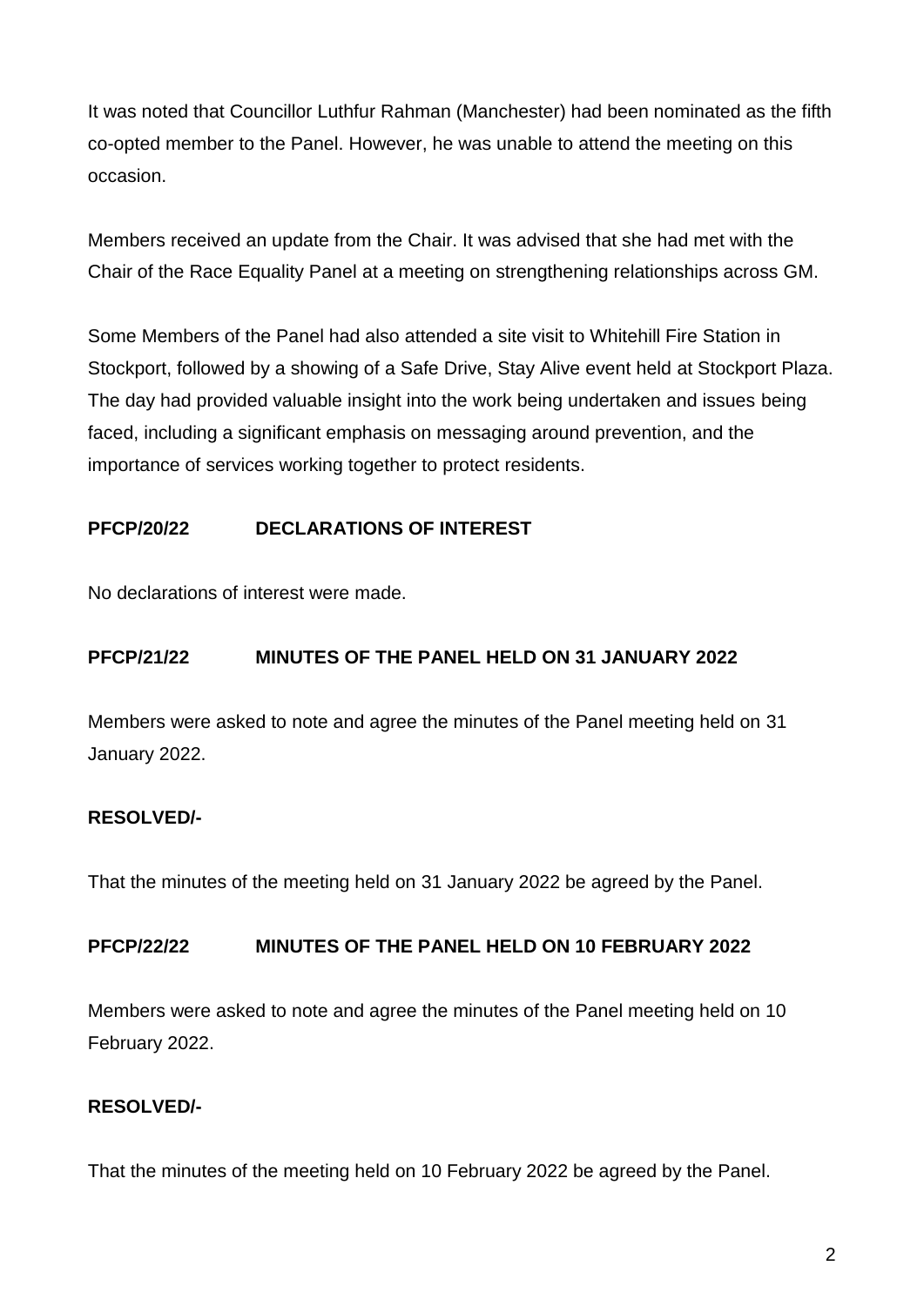It was noted that Councillor Luthfur Rahman (Manchester) had been nominated as the fifth co-opted member to the Panel. However, he was unable to attend the meeting on this occasion.

Members received an update from the Chair. It was advised that she had met with the Chair of the Race Equality Panel at a meeting on strengthening relationships across GM.

Some Members of the Panel had also attended a site visit to Whitehill Fire Station in Stockport, followed by a showing of a Safe Drive, Stay Alive event held at Stockport Plaza. The day had provided valuable insight into the work being undertaken and issues being faced, including a significant emphasis on messaging around prevention, and the importance of services working together to protect residents.

**PFCP/20/22 DECLARATIONS OF INTEREST**

No declarations of interest were made.

**PFCP/21/22 MINUTES OF THE PANEL HELD ON 31 JANUARY 2022**

Members were asked to note and agree the minutes of the Panel meeting held on 31 January 2022.

**RESOLVED/-**

That the minutes of the meeting held on 31 January 2022 be agreed by the Panel.

**PFCP/22/22 MINUTES OF THE PANEL HELD ON 10 FEBRUARY 2022**

Members were asked to note and agree the minutes of the Panel meeting held on 10 February 2022.

**RESOLVED/-**

That the minutes of the meeting held on 10 February 2022 be agreed by the Panel.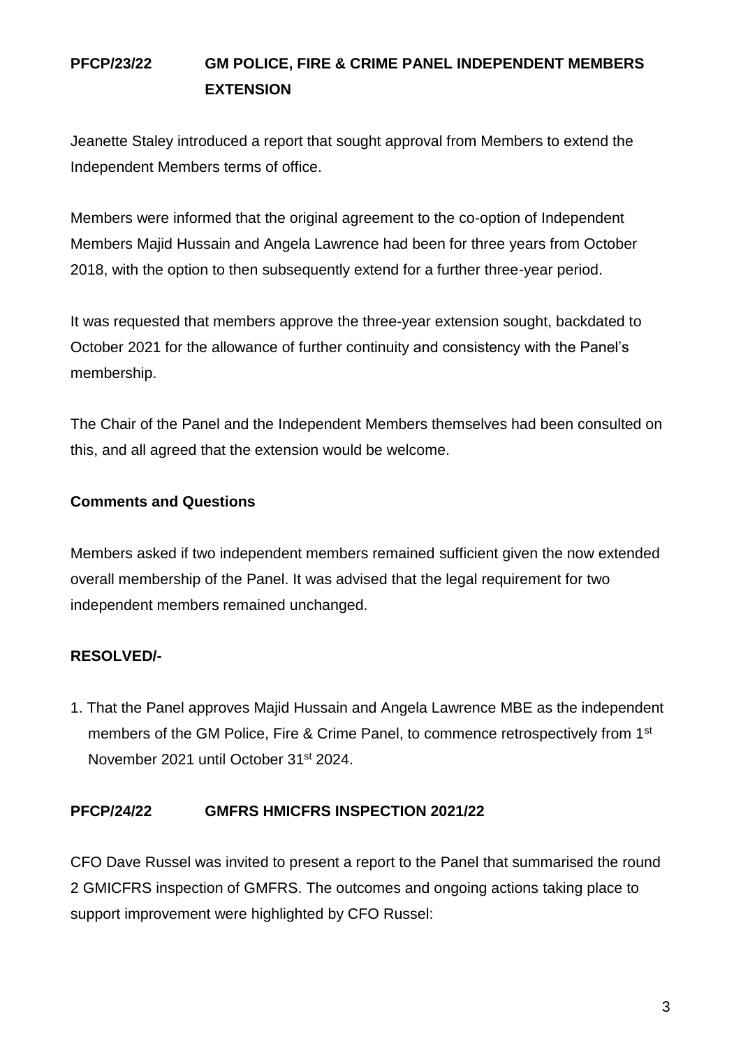**PFCP/23/22 GM POLICE, FIRE & CRIME PANEL INDEPENDENT MEMBERS EXTENSION**

Jeanette Staley introduced a report that sought approval from Members to extend the Independent Members terms of office.

Members were informed that the original agreement to the co-option of Independent Members Majid Hussain and Angela Lawrence had been for three years from October 2018, with the option to then subsequently extend for a further three-year period.

It was requested that members approve the three-year extension sought, backdated to October 2021 for the allowance of further continuity and consistency with the Panel's membership.

The Chair of the Panel and the Independent Members themselves had been consulted on this, and all agreed that the extension would be welcome.

**Comments and Questions**

Members asked if two independent members remained sufficient given the now extended overall membership of the Panel. It was advised that the legal requirement for two independent members remained unchanged.

**RESOLVED/-**

1. That the Panel approves Majid Hussain and Angela Lawrence MBE as the independent members of the GM Police, Fire & Crime Panel, to commence retrospectively from 1st November 2021 until October 31st 2024.

**PFCP/24/22 GMFRS HMICFRS INSPECTION 2021/22**

CFO Dave Russel was invited to present a report to the Panel that summarised the round 2 GMICFRS inspection of GMFRS. The outcomes and ongoing actions taking place to support improvement were highlighted by CFO Russel: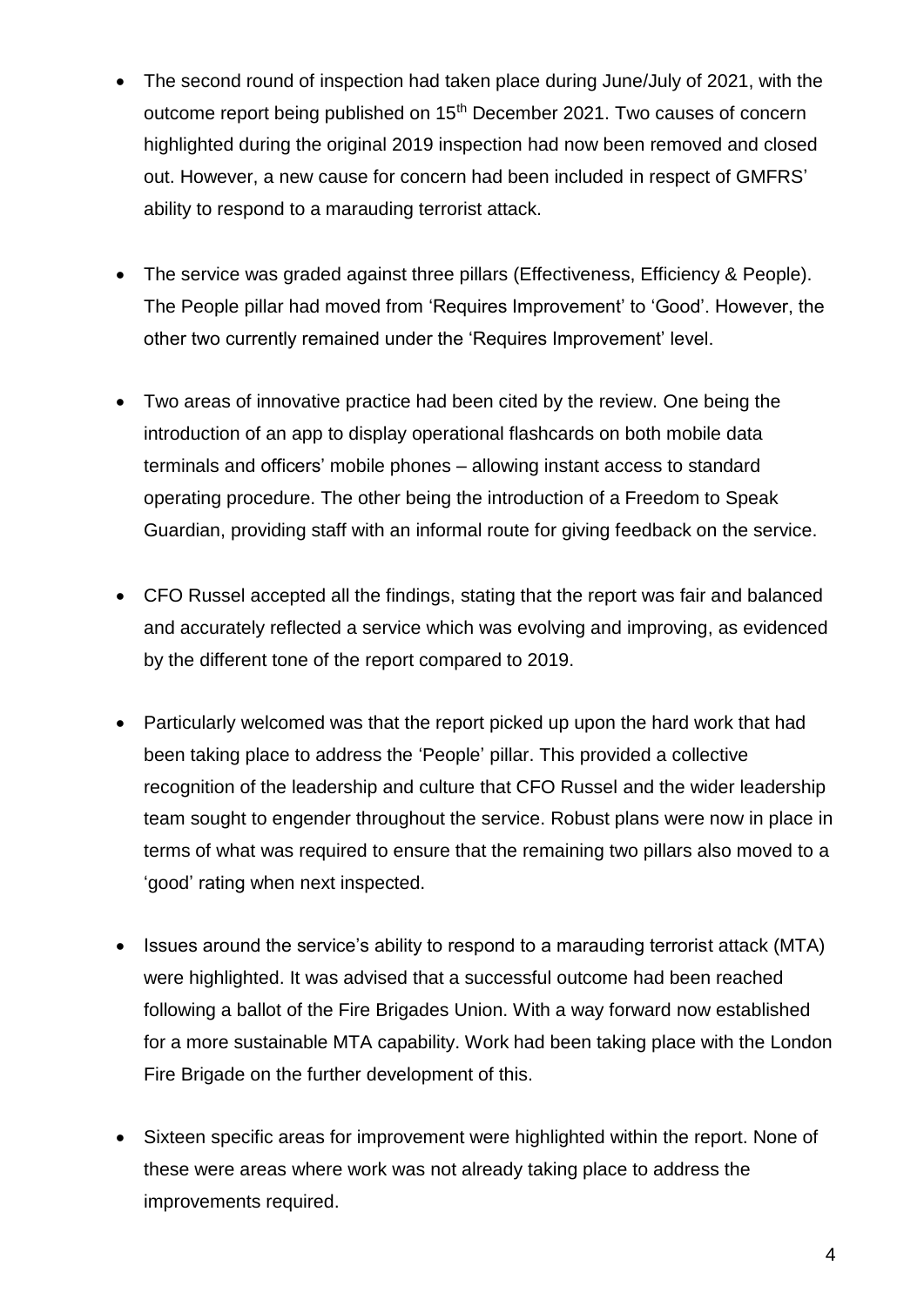- The second round of inspection had taken place during June/July of 2021, with the outcome report being published on 15th December 2021. Two causes of concern highlighted during the original 2019 inspection had now been removed and closed out. However, a new cause for concern had been included in respect of GMFRS' ability to respond to a marauding terrorist attack.

- The service was graded against three pillars (Effectiveness, Efficiency & People). The People pillar had moved from 'Requires Improvement' to 'Good'. However, the other two currently remained under the 'Requires Improvement' level.

- Two areas of innovative practice had been cited by the review. One being the introduction of an app to display operational flashcards on both mobile data terminals and officers' mobile phones – allowing instant access to standard operating procedure. The other being the introduction of a Freedom to Speak Guardian, providing staff with an informal route for giving feedback on the service.

- CFO Russel accepted all the findings, stating that the report was fair and balanced and accurately reflected a service which was evolving and improving, as evidenced by the different tone of the report compared to 2019.

- Particularly welcomed was that the report picked up upon the hard work that had been taking place to address the 'People' pillar. This provided a collective recognition of the leadership and culture that CFO Russel and the wider leadership team sought to engender throughout the service. Robust plans were now in place in terms of what was required to ensure that the remaining two pillars also moved to a 'good' rating when next inspected.

- Issues around the service's ability to respond to a marauding terrorist attack (MTA) were highlighted. It was advised that a successful outcome had been reached following a ballot of the Fire Brigades Union. With a way forward now established for a more sustainable MTA capability. Work had been taking place with the London Fire Brigade on the further development of this.

- Sixteen specific areas for improvement were highlighted within the report. None of these were areas where work was not already taking place to address the improvements required.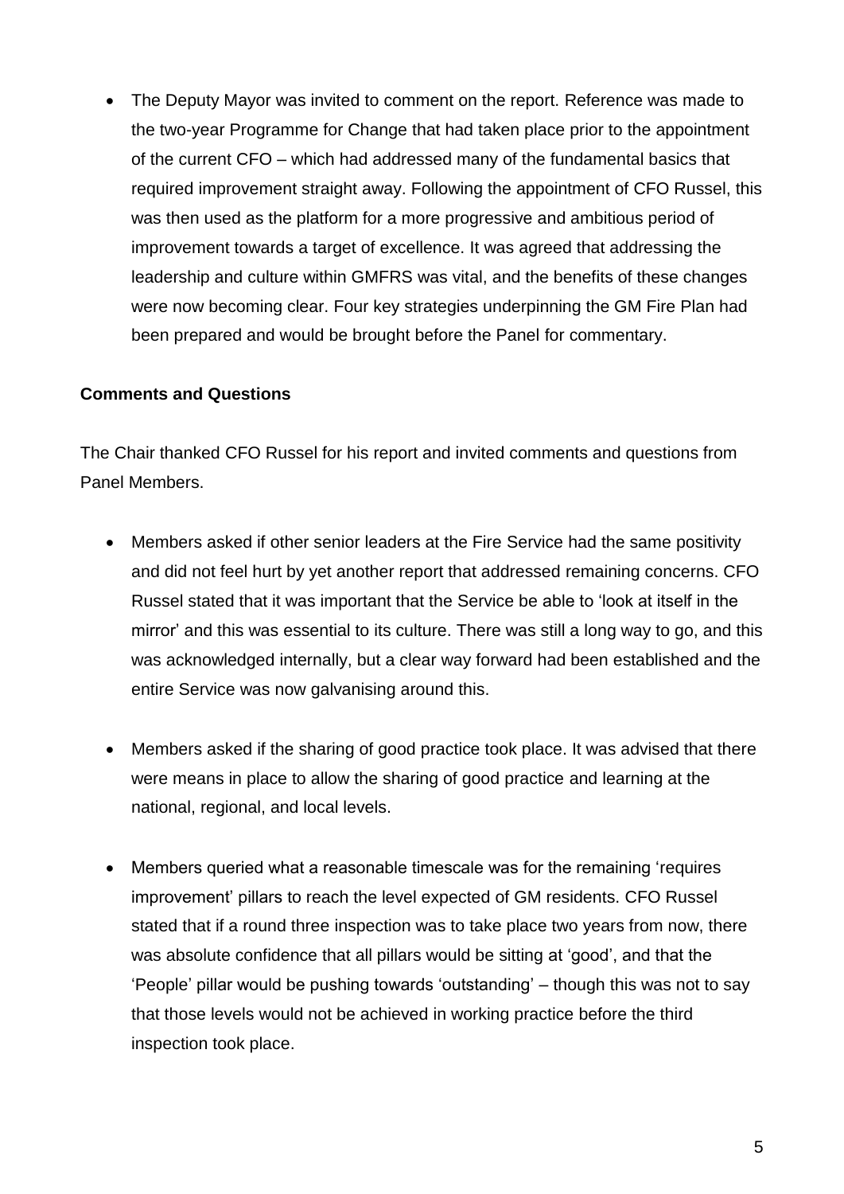- The Deputy Mayor was invited to comment on the report. Reference was made to the two-year Programme for Change that had taken place prior to the appointment of the current CFO – which had addressed many of the fundamental basics that required improvement straight away. Following the appointment of CFO Russel, this was then used as the platform for a more progressive and ambitious period of improvement towards a target of excellence. It was agreed that addressing the leadership and culture within GMFRS was vital, and the benefits of these changes were now becoming clear. Four key strategies underpinning the GM Fire Plan had been prepared and would be brought before the Panel for commentary.

**Comments and Questions**

The Chair thanked CFO Russel for his report and invited comments and questions from Panel Members.

- Members asked if other senior leaders at the Fire Service had the same positivity and did not feel hurt by yet another report that addressed remaining concerns. CFO Russel stated that it was important that the Service be able to 'look at itself in the mirror' and this was essential to its culture. There was still a long way to go, and this was acknowledged internally, but a clear way forward had been established and the entire Service was now galvanising around this.

- Members asked if the sharing of good practice took place. It was advised that there were means in place to allow the sharing of good practice and learning at the national, regional, and local levels.

- Members queried what a reasonable timescale was for the remaining 'requires improvement' pillars to reach the level expected of GM residents. CFO Russel stated that if a round three inspection was to take place two years from now, there was absolute confidence that all pillars would be sitting at 'good', and that the 'People' pillar would be pushing towards 'outstanding' – though this was not to say that those levels would not be achieved in working practice before the third inspection took place.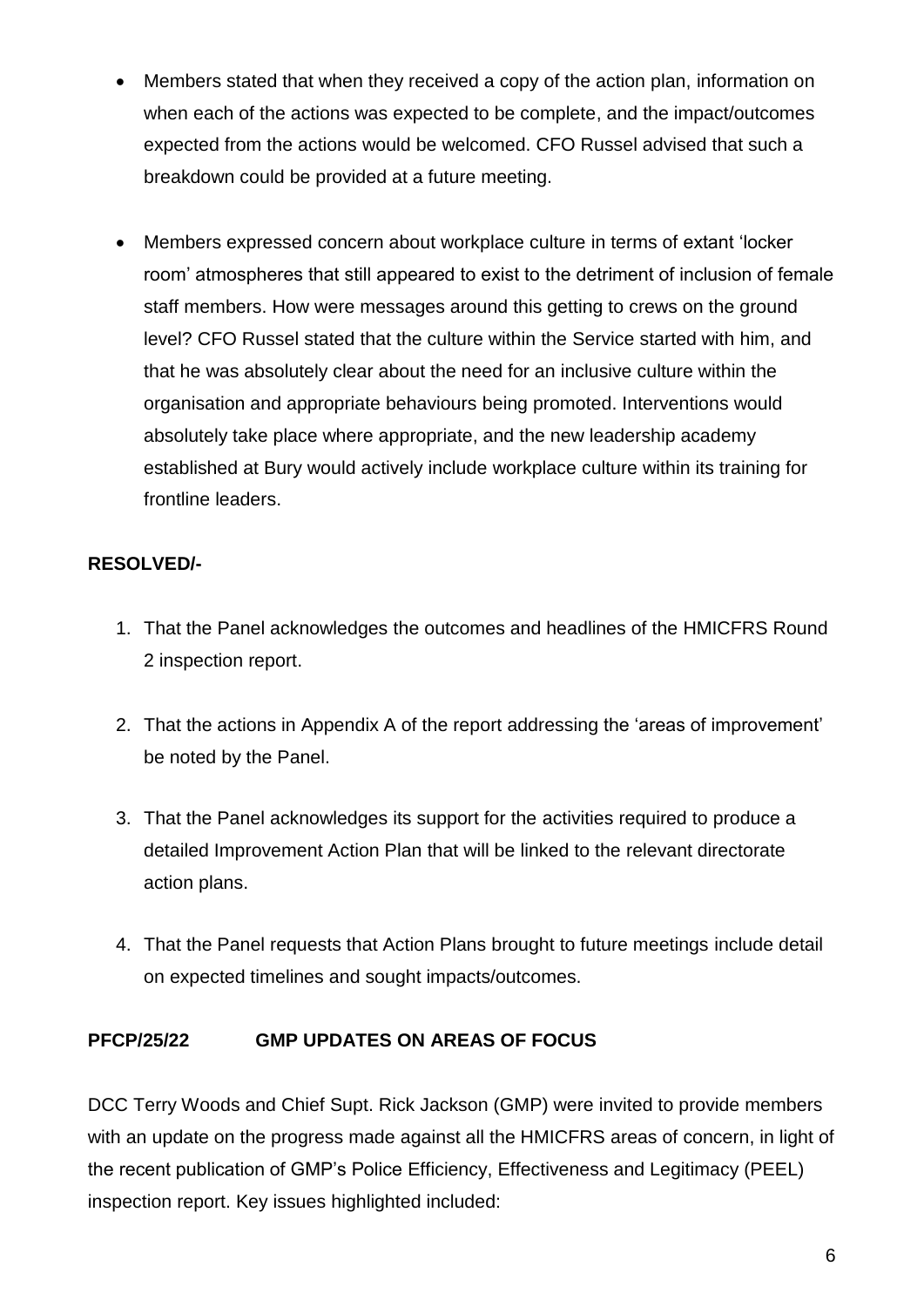- Members stated that when they received a copy of the action plan, information on when each of the actions was expected to be complete, and the impact/outcomes expected from the actions would be welcomed. CFO Russel advised that such a breakdown could be provided at a future meeting.

- Members expressed concern about workplace culture in terms of extant 'locker room' atmospheres that still appeared to exist to the detriment of inclusion of female staff members. How were messages around this getting to crews on the ground level? CFO Russel stated that the culture within the Service started with him, and that he was absolutely clear about the need for an inclusive culture within the organisation and appropriate behaviours being promoted. Interventions would absolutely take place where appropriate, and the new leadership academy established at Bury would actively include workplace culture within its training for frontline leaders.

**RESOLVED/-**

1. That the Panel acknowledges the outcomes and headlines of the HMICFRS Round 2 inspection report.

2. That the actions in Appendix A of the report addressing the 'areas of improvement' be noted by the Panel.

3. That the Panel acknowledges its support for the activities required to produce a detailed Improvement Action Plan that will be linked to the relevant directorate action plans.

4. That the Panel requests that Action Plans brought to future meetings include detail on expected timelines and sought impacts/outcomes.

**PFCP/25/22 GMP UPDATES ON AREAS OF FOCUS**

DCC Terry Woods and Chief Supt. Rick Jackson (GMP) were invited to provide members with an update on the progress made against all the HMICFRS areas of concern, in light of the recent publication of GMP's Police Efficiency, Effectiveness and Legitimacy (PEEL) inspection report. Key issues highlighted included: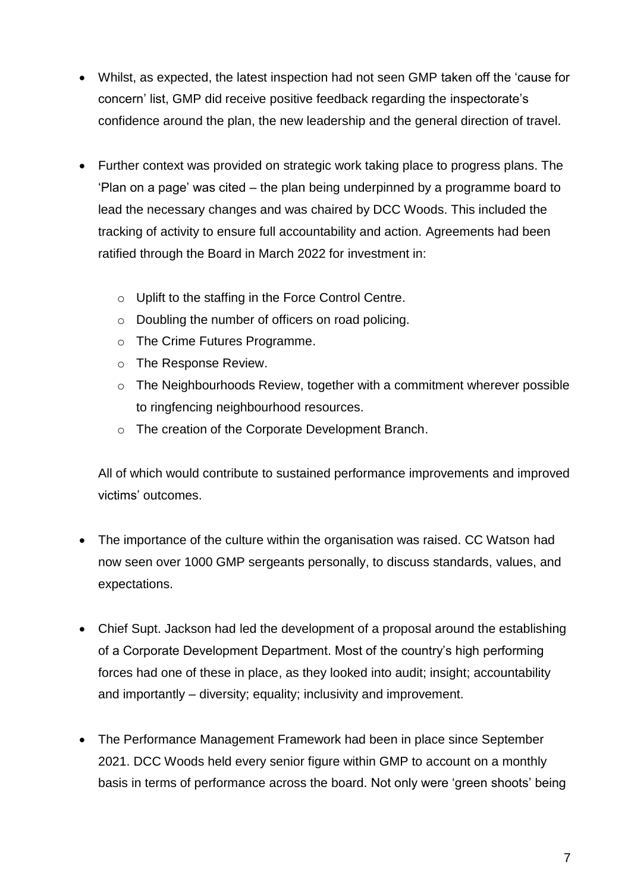- Whilst, as expected, the latest inspection had not seen GMP taken off the 'cause for concern' list, GMP did receive positive feedback regarding the inspectorate's confidence around the plan, the new leadership and the general direction of travel.

- Further context was provided on strategic work taking place to progress plans. The 'Plan on a page' was cited – the plan being underpinned by a programme board to lead the necessary changes and was chaired by DCC Woods. This included the tracking of activity to ensure full accountability and action. Agreements had been ratified through the Board in March 2022 for investment in:

    - Uplift to the staffing in the Force Control Centre.
    - Doubling the number of officers on road policing.
    - The Crime Futures Programme.
    - The Response Review.
    - The Neighbourhoods Review, together with a commitment wherever possible to ringfencing neighbourhood resources.
    - The creation of the Corporate Development Branch.

  All of which would contribute to sustained performance improvements and improved victims' outcomes.

- The importance of the culture within the organisation was raised. CC Watson had now seen over 1000 GMP sergeants personally, to discuss standards, values, and expectations.

- Chief Supt. Jackson had led the development of a proposal around the establishing of a Corporate Development Department. Most of the country's high performing forces had one of these in place, as they looked into audit; insight; accountability and importantly – diversity; equality; inclusivity and improvement.

- The Performance Management Framework had been in place since September 2021. DCC Woods held every senior figure within GMP to account on a monthly basis in terms of performance across the board. Not only were 'green shoots' being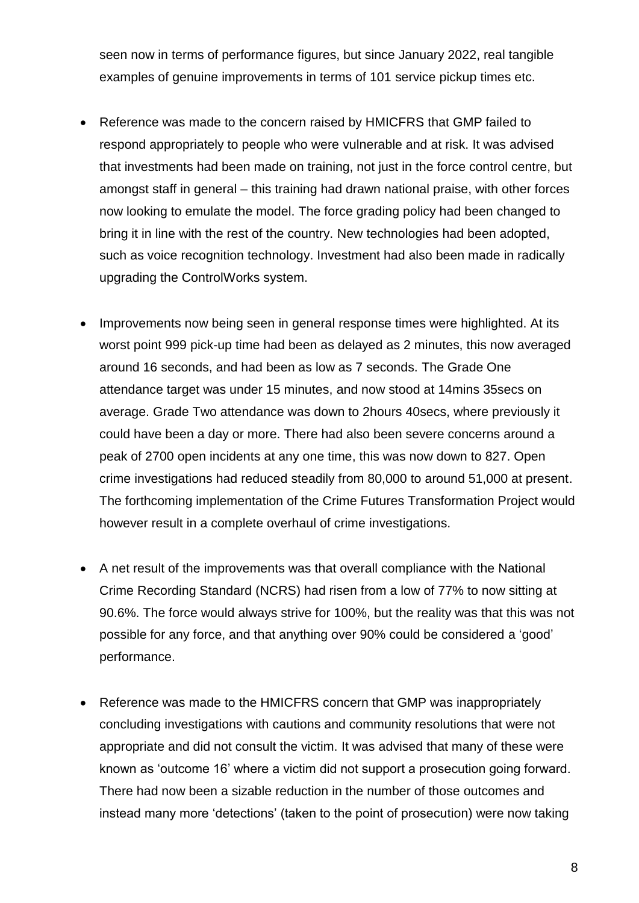seen now in terms of performance figures, but since January 2022, real tangible examples of genuine improvements in terms of 101 service pickup times etc.

- Reference was made to the concern raised by HMICFRS that GMP failed to respond appropriately to people who were vulnerable and at risk. It was advised that investments had been made on training, not just in the force control centre, but amongst staff in general – this training had drawn national praise, with other forces now looking to emulate the model. The force grading policy had been changed to bring it in line with the rest of the country. New technologies had been adopted, such as voice recognition technology. Investment had also been made in radically upgrading the ControlWorks system.

- Improvements now being seen in general response times were highlighted. At its worst point 999 pick-up time had been as delayed as 2 minutes, this now averaged around 16 seconds, and had been as low as 7 seconds. The Grade One attendance target was under 15 minutes, and now stood at 14mins 35secs on average. Grade Two attendance was down to 2hours 40secs, where previously it could have been a day or more. There had also been severe concerns around a peak of 2700 open incidents at any one time, this was now down to 827. Open crime investigations had reduced steadily from 80,000 to around 51,000 at present. The forthcoming implementation of the Crime Futures Transformation Project would however result in a complete overhaul of crime investigations.

- A net result of the improvements was that overall compliance with the National Crime Recording Standard (NCRS) had risen from a low of 77% to now sitting at 90.6%. The force would always strive for 100%, but the reality was that this was not possible for any force, and that anything over 90% could be considered a 'good' performance.

- Reference was made to the HMICFRS concern that GMP was inappropriately concluding investigations with cautions and community resolutions that were not appropriate and did not consult the victim. It was advised that many of these were known as 'outcome 16' where a victim did not support a prosecution going forward. There had now been a sizable reduction in the number of those outcomes and instead many more 'detections' (taken to the point of prosecution) were now taking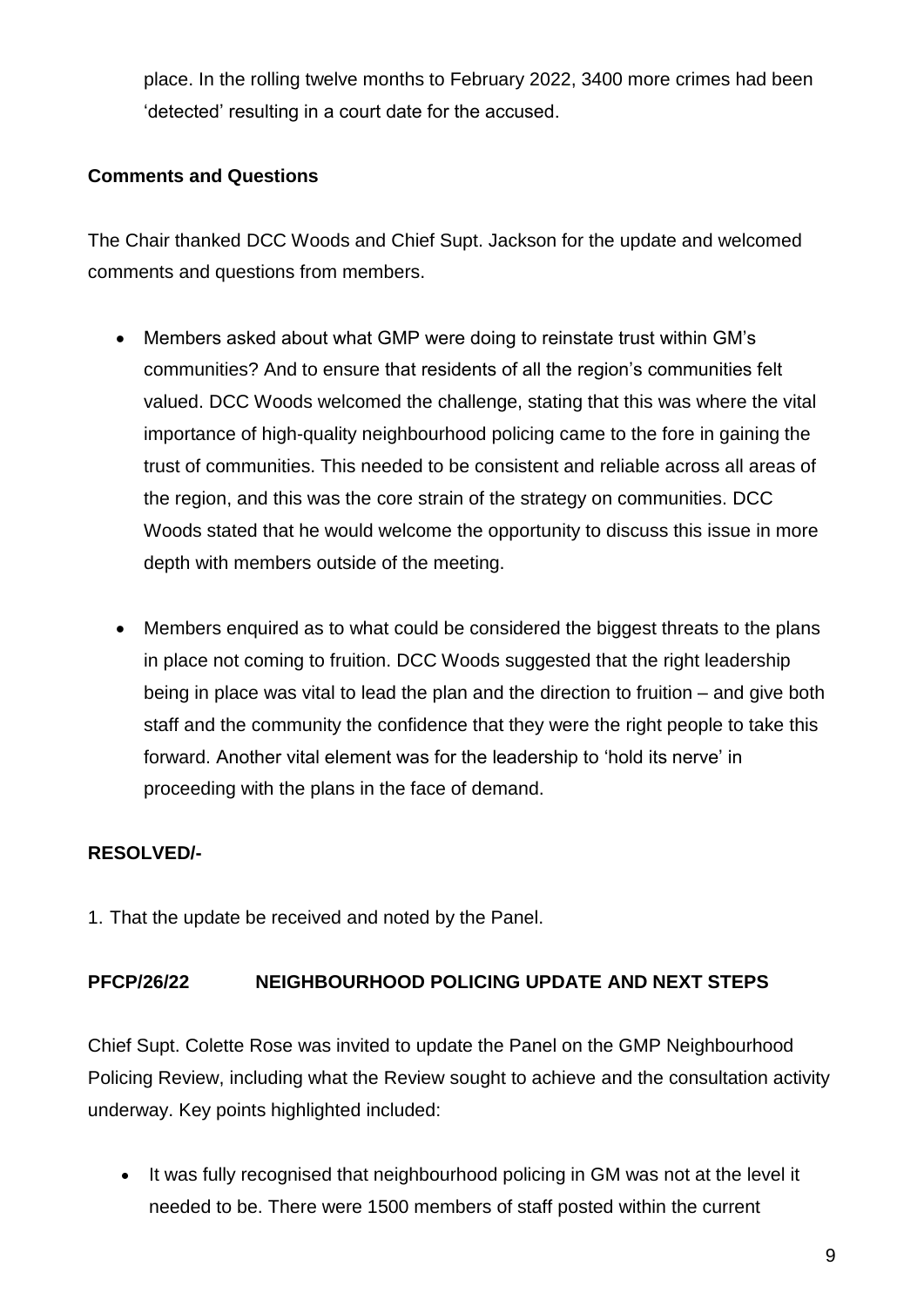place. In the rolling twelve months to February 2022, 3400 more crimes had been 'detected' resulting in a court date for the accused.

**Comments and Questions**

The Chair thanked DCC Woods and Chief Supt. Jackson for the update and welcomed comments and questions from members.

- Members asked about what GMP were doing to reinstate trust within GM's communities? And to ensure that residents of all the region's communities felt valued. DCC Woods welcomed the challenge, stating that this was where the vital importance of high-quality neighbourhood policing came to the fore in gaining the trust of communities. This needed to be consistent and reliable across all areas of the region, and this was the core strain of the strategy on communities. DCC Woods stated that he would welcome the opportunity to discuss this issue in more depth with members outside of the meeting.

- Members enquired as to what could be considered the biggest threats to the plans in place not coming to fruition. DCC Woods suggested that the right leadership being in place was vital to lead the plan and the direction to fruition – and give both staff and the community the confidence that they were the right people to take this forward. Another vital element was for the leadership to 'hold its nerve' in proceeding with the plans in the face of demand.

**RESOLVED/-**

1. That the update be received and noted by the Panel.

**PFCP/26/22 NEIGHBOURHOOD POLICING UPDATE AND NEXT STEPS**

Chief Supt. Colette Rose was invited to update the Panel on the GMP Neighbourhood Policing Review, including what the Review sought to achieve and the consultation activity underway. Key points highlighted included:

- It was fully recognised that neighbourhood policing in GM was not at the level it needed to be. There were 1500 members of staff posted within the current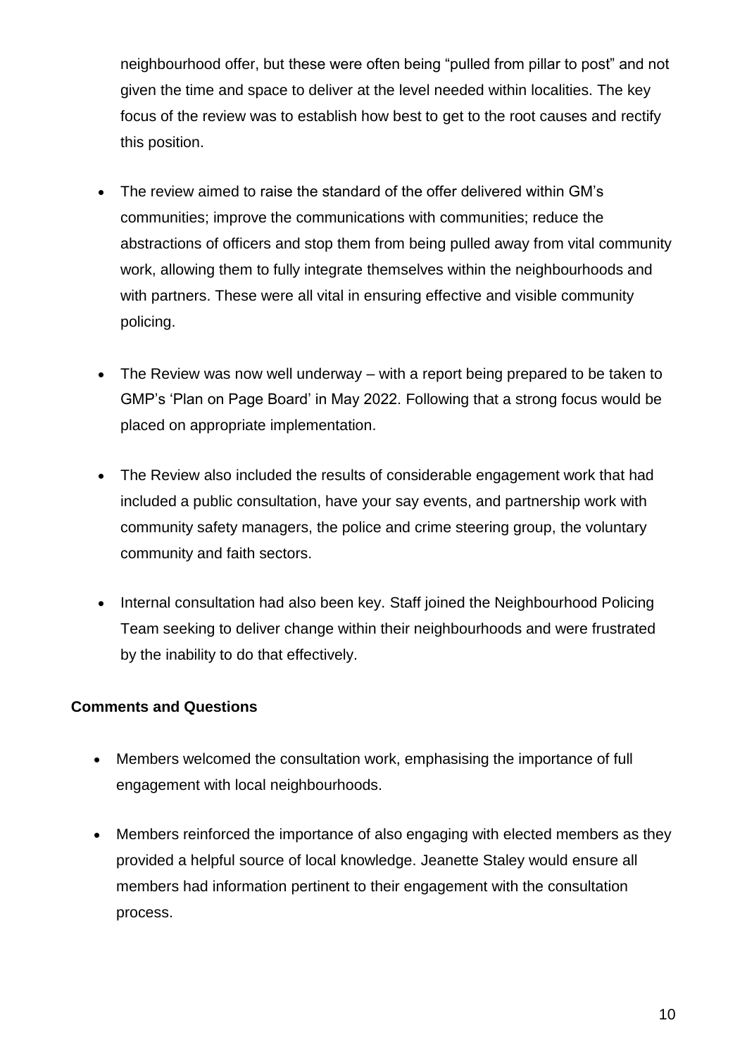neighbourhood offer, but these were often being "pulled from pillar to post" and not given the time and space to deliver at the level needed within localities. The key focus of the review was to establish how best to get to the root causes and rectify this position.

- The review aimed to raise the standard of the offer delivered within GM's communities; improve the communications with communities; reduce the abstractions of officers and stop them from being pulled away from vital community work, allowing them to fully integrate themselves within the neighbourhoods and with partners. These were all vital in ensuring effective and visible community policing.

- The Review was now well underway – with a report being prepared to be taken to GMP's 'Plan on Page Board' in May 2022. Following that a strong focus would be placed on appropriate implementation.

- The Review also included the results of considerable engagement work that had included a public consultation, have your say events, and partnership work with community safety managers, the police and crime steering group, the voluntary community and faith sectors.

- Internal consultation had also been key. Staff joined the Neighbourhood Policing Team seeking to deliver change within their neighbourhoods and were frustrated by the inability to do that effectively.

**Comments and Questions**

- Members welcomed the consultation work, emphasising the importance of full engagement with local neighbourhoods.

- Members reinforced the importance of also engaging with elected members as they provided a helpful source of local knowledge. Jeanette Staley would ensure all members had information pertinent to their engagement with the consultation process.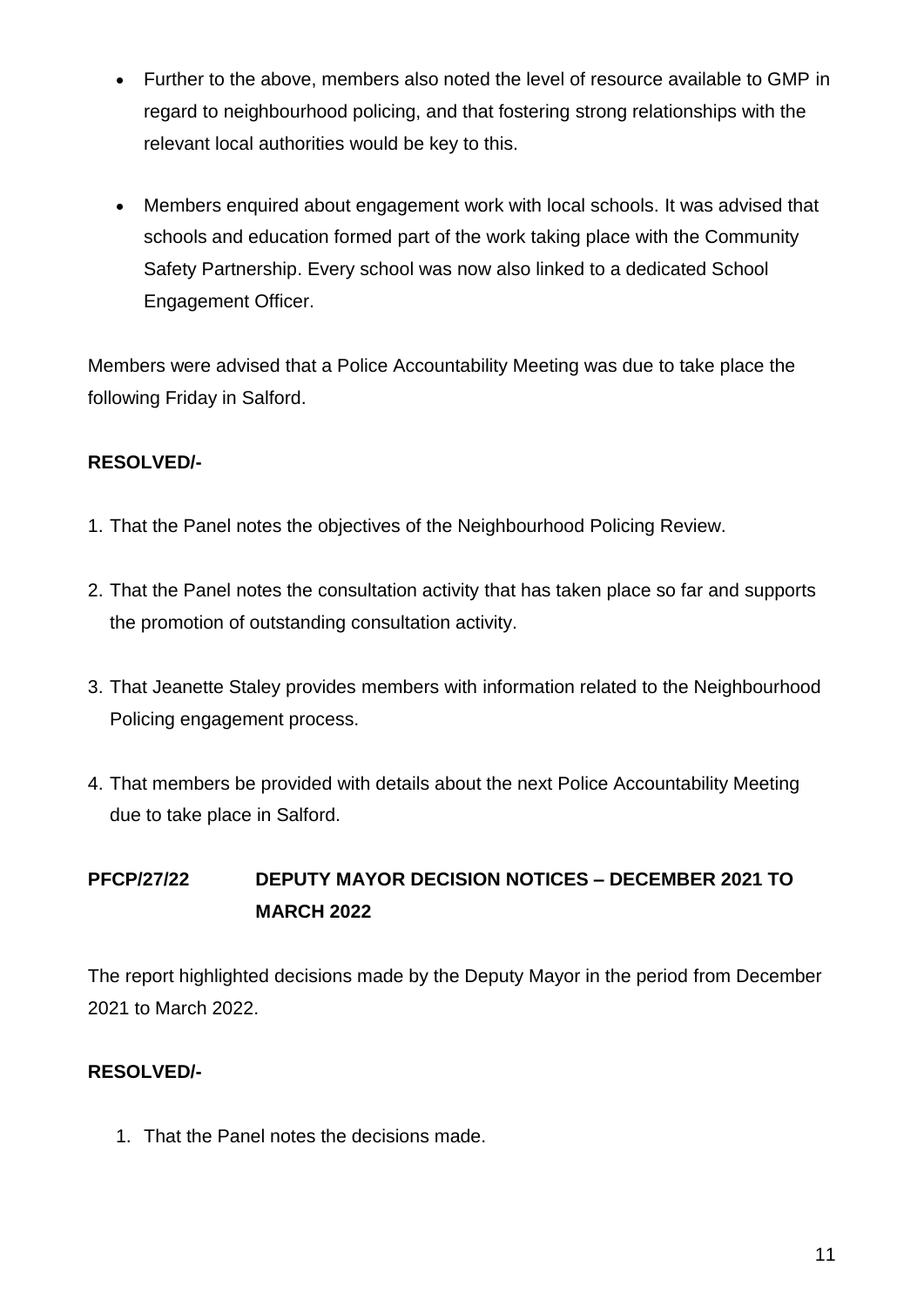- Further to the above, members also noted the level of resource available to GMP in regard to neighbourhood policing, and that fostering strong relationships with the relevant local authorities would be key to this.

- Members enquired about engagement work with local schools. It was advised that schools and education formed part of the work taking place with the Community Safety Partnership. Every school was now also linked to a dedicated School Engagement Officer.

Members were advised that a Police Accountability Meeting was due to take place the following Friday in Salford.

**RESOLVED/-**

1. That the Panel notes the objectives of the Neighbourhood Policing Review.

2. That the Panel notes the consultation activity that has taken place so far and supports the promotion of outstanding consultation activity.

3. That Jeanette Staley provides members with information related to the Neighbourhood Policing engagement process.

4. That members be provided with details about the next Police Accountability Meeting due to take place in Salford.

**PFCP/27/22 DEPUTY MAYOR DECISION NOTICES – DECEMBER 2021 TO MARCH 2022**

The report highlighted decisions made by the Deputy Mayor in the period from December 2021 to March 2022.

**RESOLVED/-**

1. That the Panel notes the decisions made.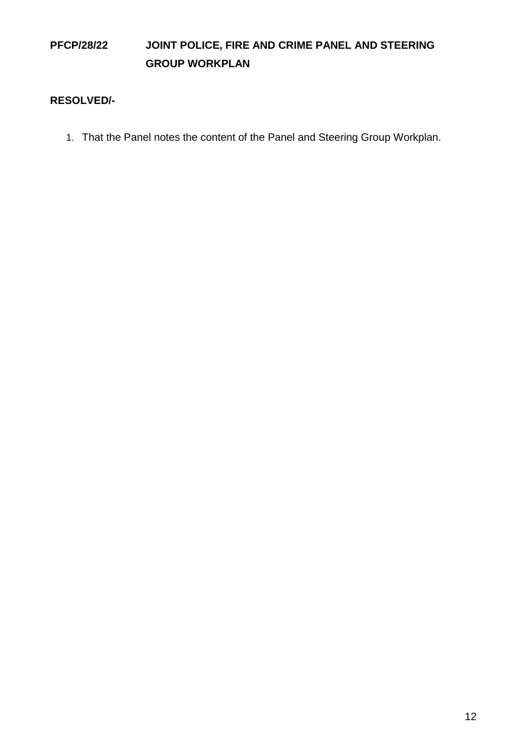**PFCP/28/22 JOINT POLICE, FIRE AND CRIME PANEL AND STEERING GROUP WORKPLAN**

**RESOLVED/-**

1. That the Panel notes the content of the Panel and Steering Group Workplan.